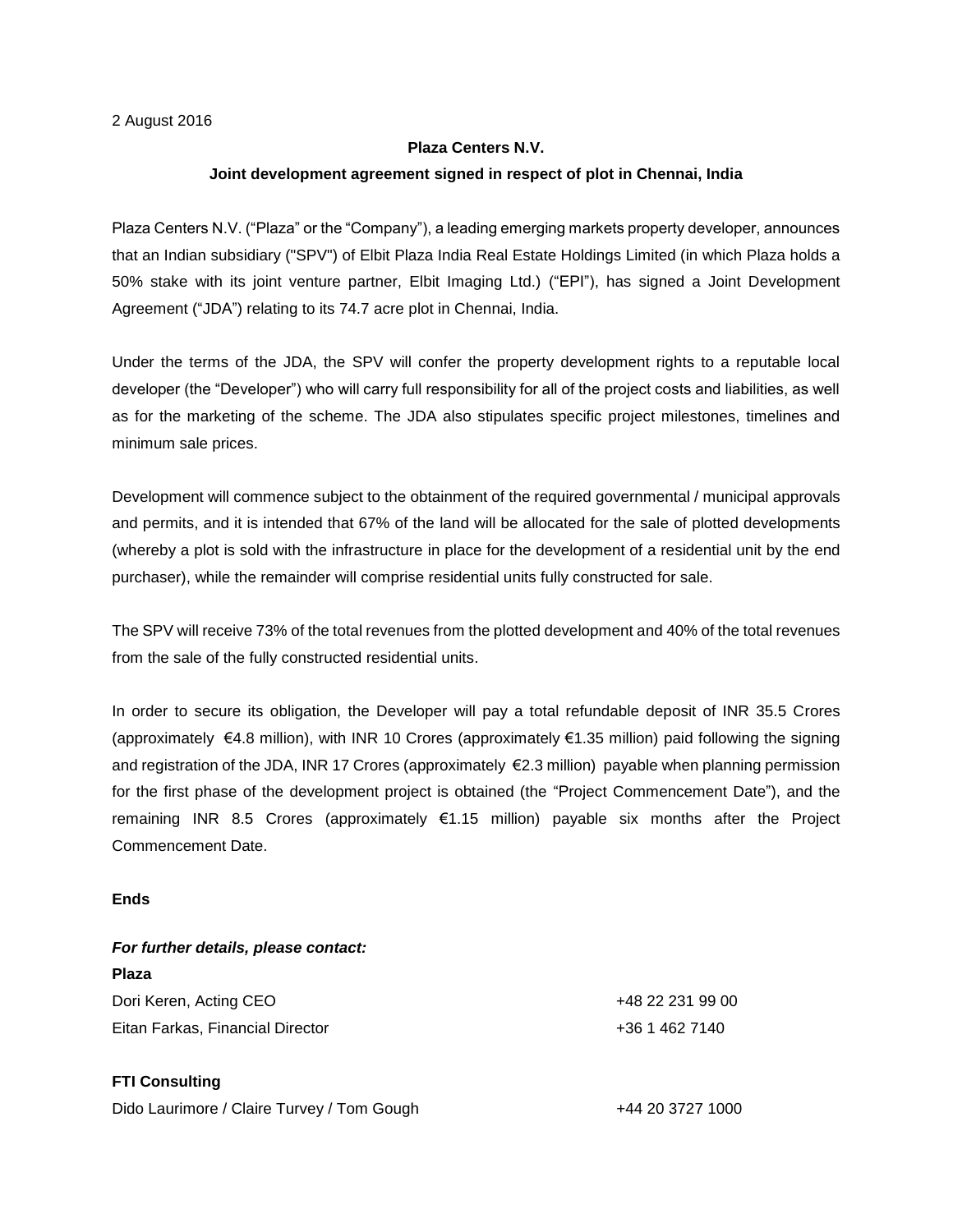2 August 2016

**Plaza Centers N.V.**

**Joint development agreement signed in respect of plot in Chennai, India**

Plaza Centers N.V. ("Plaza" or the "Company"), a leading emerging markets property developer, announces that an Indian subsidiary ("SPV") of Elbit Plaza India Real Estate Holdings Limited (in which Plaza holds a 50% stake with its joint venture partner, Elbit Imaging Ltd.) ("EPI"), has signed a Joint Development Agreement ("JDA") relating to its 74.7 acre plot in Chennai, India.

Under the terms of the JDA, the SPV will confer the property development rights to a reputable local developer (the "Developer") who will carry full responsibility for all of the project costs and liabilities, as well as for the marketing of the scheme. The JDA also stipulates specific project milestones, timelines and minimum sale prices.

Development will commence subject to the obtainment of the required governmental / municipal approvals and permits, and it is intended that 67% of the land will be allocated for the sale of plotted developments (whereby a plot is sold with the infrastructure in place for the development of a residential unit by the end purchaser), while the remainder will comprise residential units fully constructed for sale.

The SPV will receive 73% of the total revenues from the plotted development and 40% of the total revenues from the sale of the fully constructed residential units.

In order to secure its obligation, the Developer will pay a total refundable deposit of INR 35.5 Crores (approximately €4.8 million), with INR 10 Crores (approximately €1.35 million) paid following the signing and registration of the JDA, INR 17 Crores (approximately €2.3 million) payable when planning permission for the first phase of the development project is obtained (the "Project Commencement Date"), and the remaining INR 8.5 Crores (approximately €1.15 million) payable six months after the Project Commencement Date.

**Ends**

***For further details, please contact:***

**Plaza**

| | |
|---|---|
| Dori Keren, Acting CEO | +48 22 231 99 00 |
| Eitan Farkas, Financial Director | +36 1 462 7140 |

**FTI Consulting**

| | |
|---|---|
| Dido Laurimore / Claire Turvey / Tom Gough | +44 20 3727 1000 |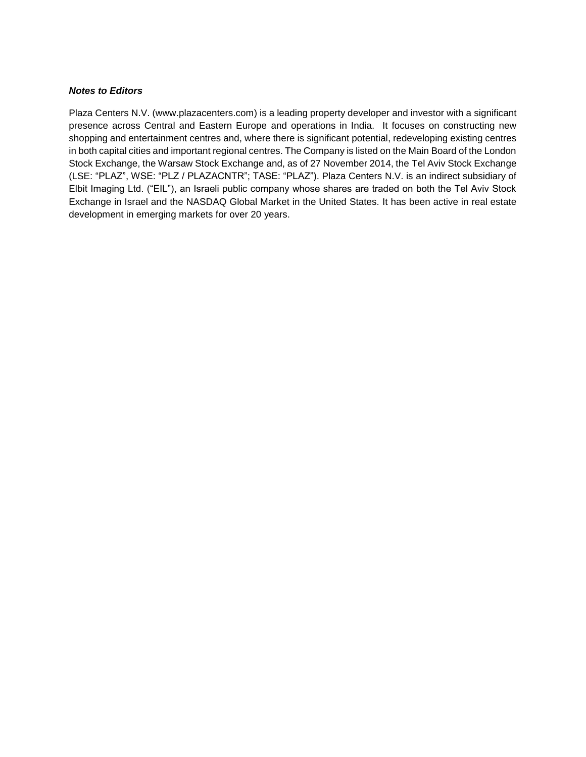***Notes to Editors***

Plaza Centers N.V. (www.plazacenters.com) is a leading property developer and investor with a significant presence across Central and Eastern Europe and operations in India. It focuses on constructing new shopping and entertainment centres and, where there is significant potential, redeveloping existing centres in both capital cities and important regional centres. The Company is listed on the Main Board of the London Stock Exchange, the Warsaw Stock Exchange and, as of 27 November 2014, the Tel Aviv Stock Exchange (LSE: "PLAZ", WSE: "PLZ / PLAZACNTR"; TASE: "PLAZ"). Plaza Centers N.V. is an indirect subsidiary of Elbit Imaging Ltd. ("EIL"), an Israeli public company whose shares are traded on both the Tel Aviv Stock Exchange in Israel and the NASDAQ Global Market in the United States. It has been active in real estate development in emerging markets for over 20 years.